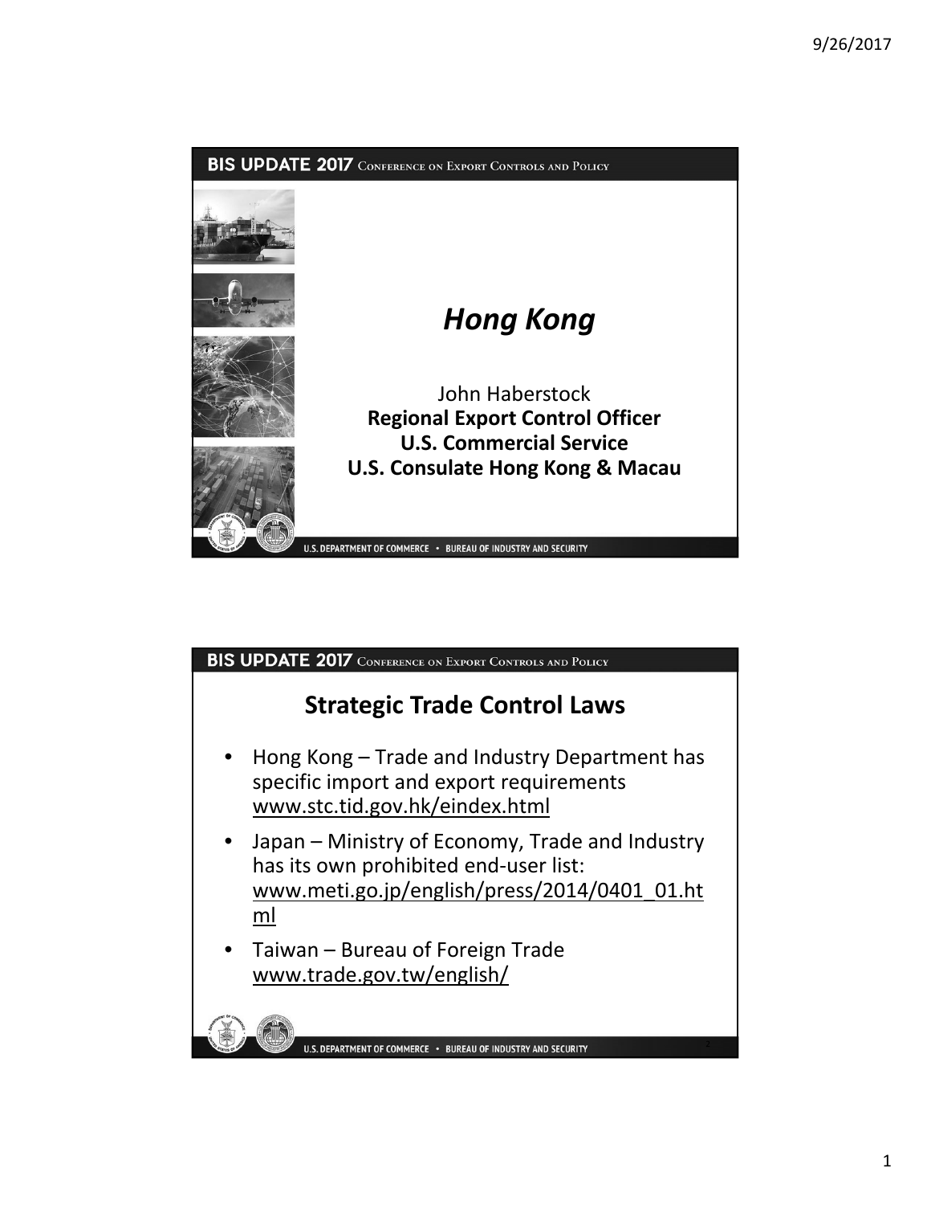# Hong Kong

John Haberstock
**Regional Export Control Officer**
**U.S. Commercial Service**
**U.S. Consulate Hong Kong & Macau**

## Strategic Trade Control Laws

- Hong Kong – Trade and Industry Department has specific import and export requirements www.stc.tid.gov.hk/eindex.html
- Japan – Ministry of Economy, Trade and Industry has its own prohibited end-user list: www.meti.go.jp/english/press/2014/0401_01.html
- Taiwan – Bureau of Foreign Trade www.trade.gov.tw/english/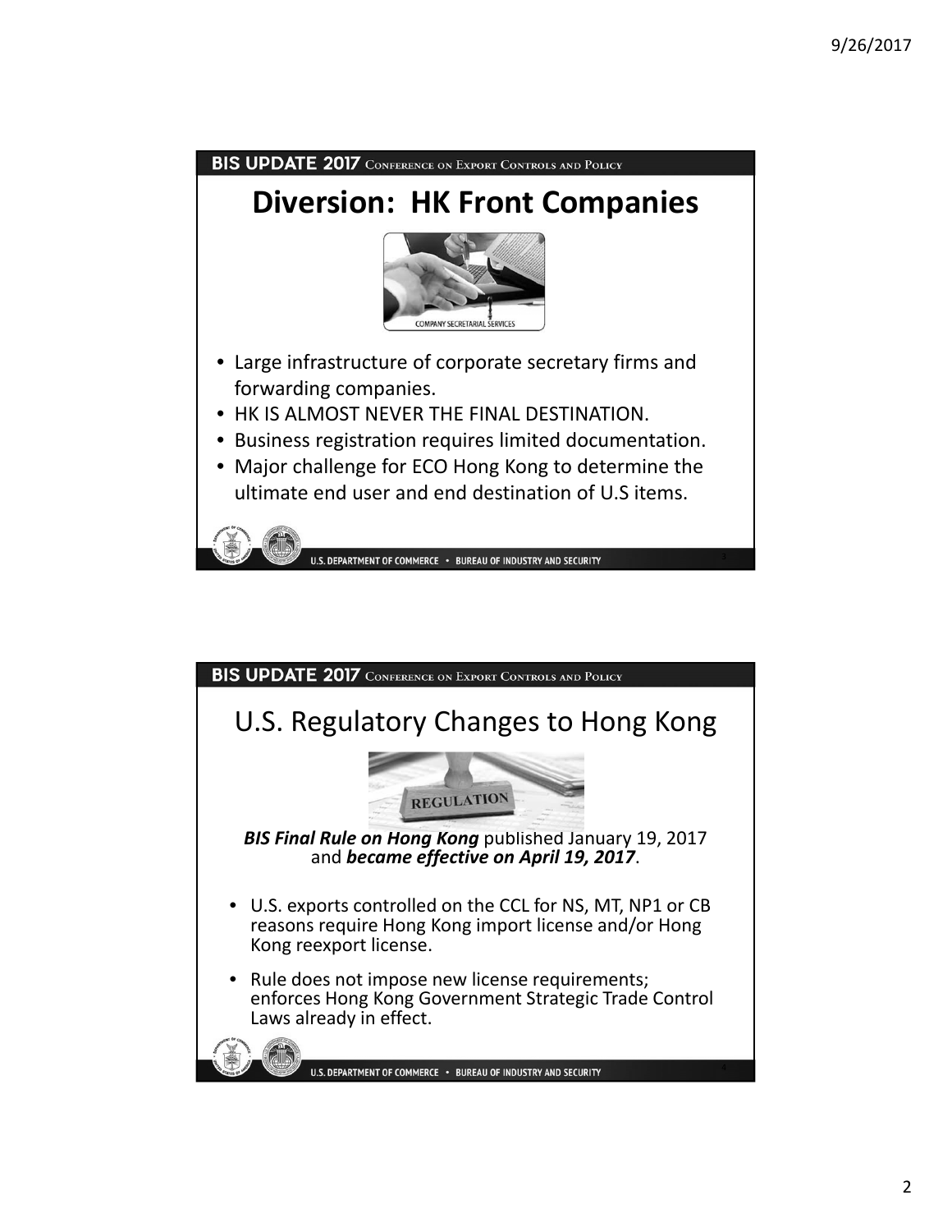# Diversion: HK Front Companies

- Large infrastructure of corporate secretary firms and forwarding companies.
- HK IS ALMOST NEVER THE FINAL DESTINATION.
- Business registration requires limited documentation.
- Major challenge for ECO Hong Kong to determine the ultimate end user and end destination of U.S items.

# U.S. Regulatory Changes to Hong Kong

***BIS Final Rule on Hong Kong*** published January 19, 2017 and ***became effective on April 19, 2017***.

- U.S. exports controlled on the CCL for NS, MT, NP1 or CB reasons require Hong Kong import license and/or Hong Kong reexport license.
- Rule does not impose new license requirements; enforces Hong Kong Government Strategic Trade Control Laws already in effect.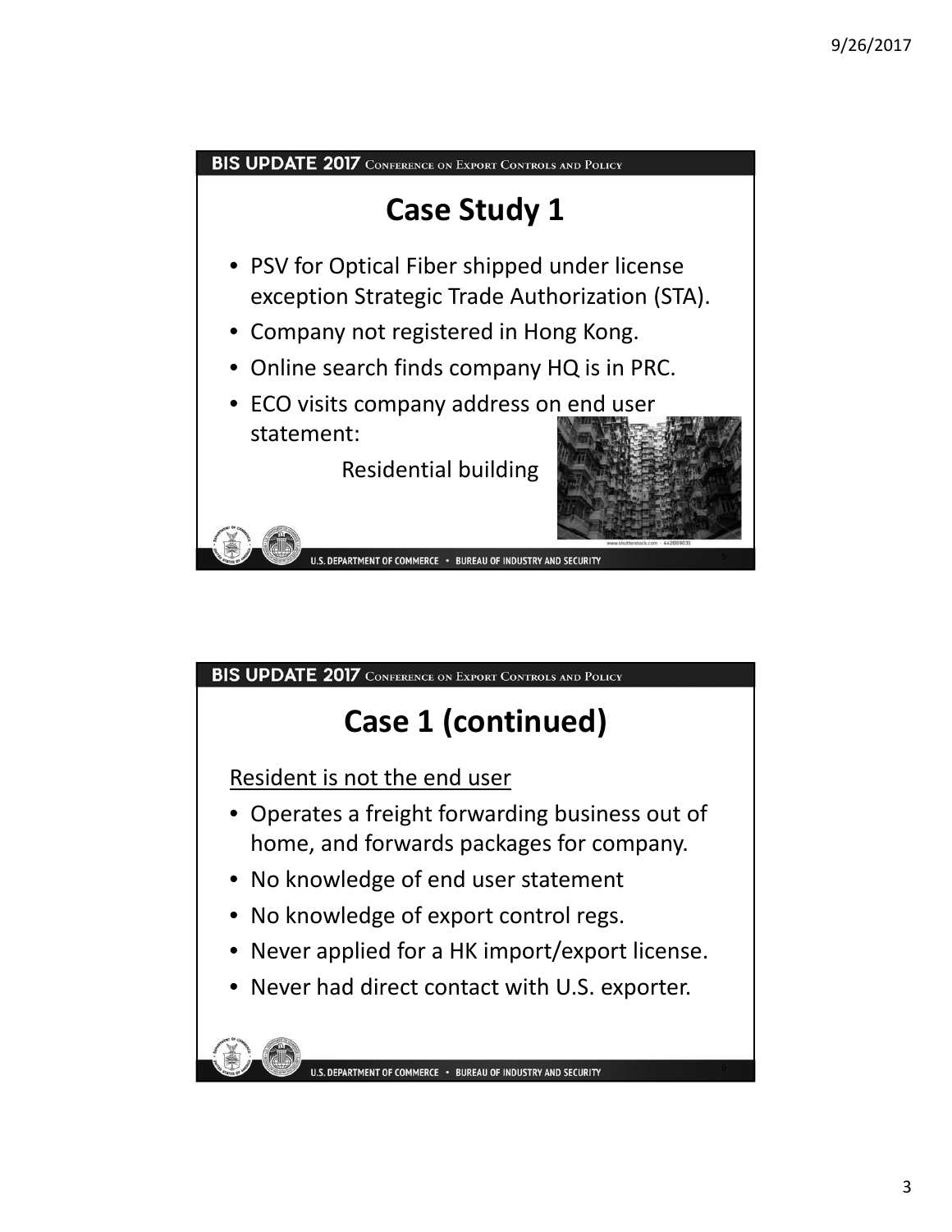# Case Study 1

- PSV for Optical Fiber shipped under license exception Strategic Trade Authorization (STA).
- Company not registered in Hong Kong.
- Online search finds company HQ is in PRC.
- ECO visits company address on end user statement:

  Residential building

# Case 1 (continued)

Resident is not the end user

- Operates a freight forwarding business out of home, and forwards packages for company.
- No knowledge of end user statement
- No knowledge of export control regs.
- Never applied for a HK import/export license.
- Never had direct contact with U.S. exporter.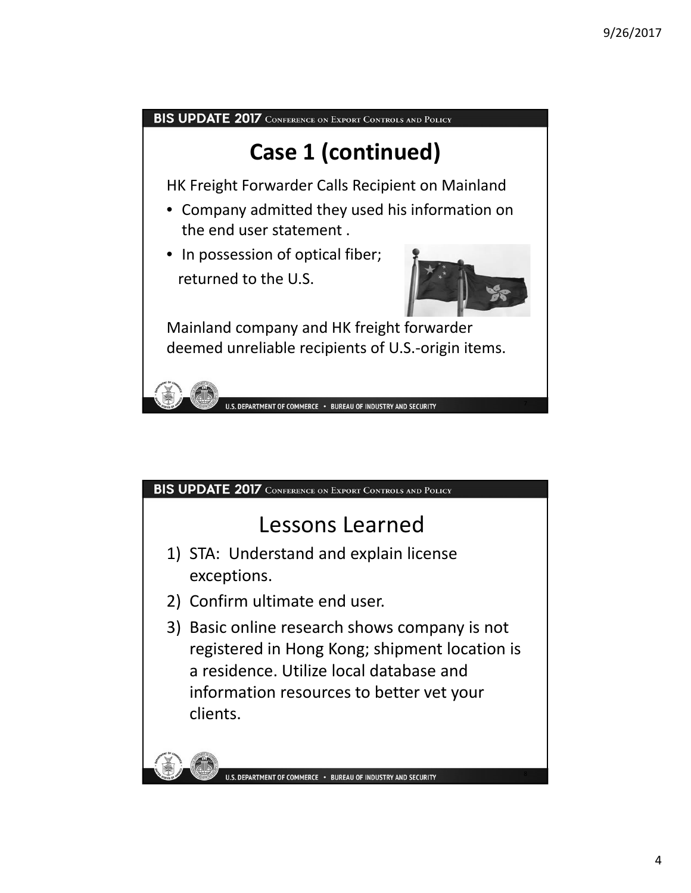## Case 1 (continued)

HK Freight Forwarder Calls Recipient on Mainland

- Company admitted they used his information on the end user statement .
- In possession of optical fiber; returned to the U.S.

Mainland company and HK freight forwarder deemed unreliable recipients of U.S.-origin items.

## Lessons Learned

1) STA: Understand and explain license exceptions.
2) Confirm ultimate end user.
3) Basic online research shows company is not registered in Hong Kong; shipment location is a residence. Utilize local database and information resources to better vet your clients.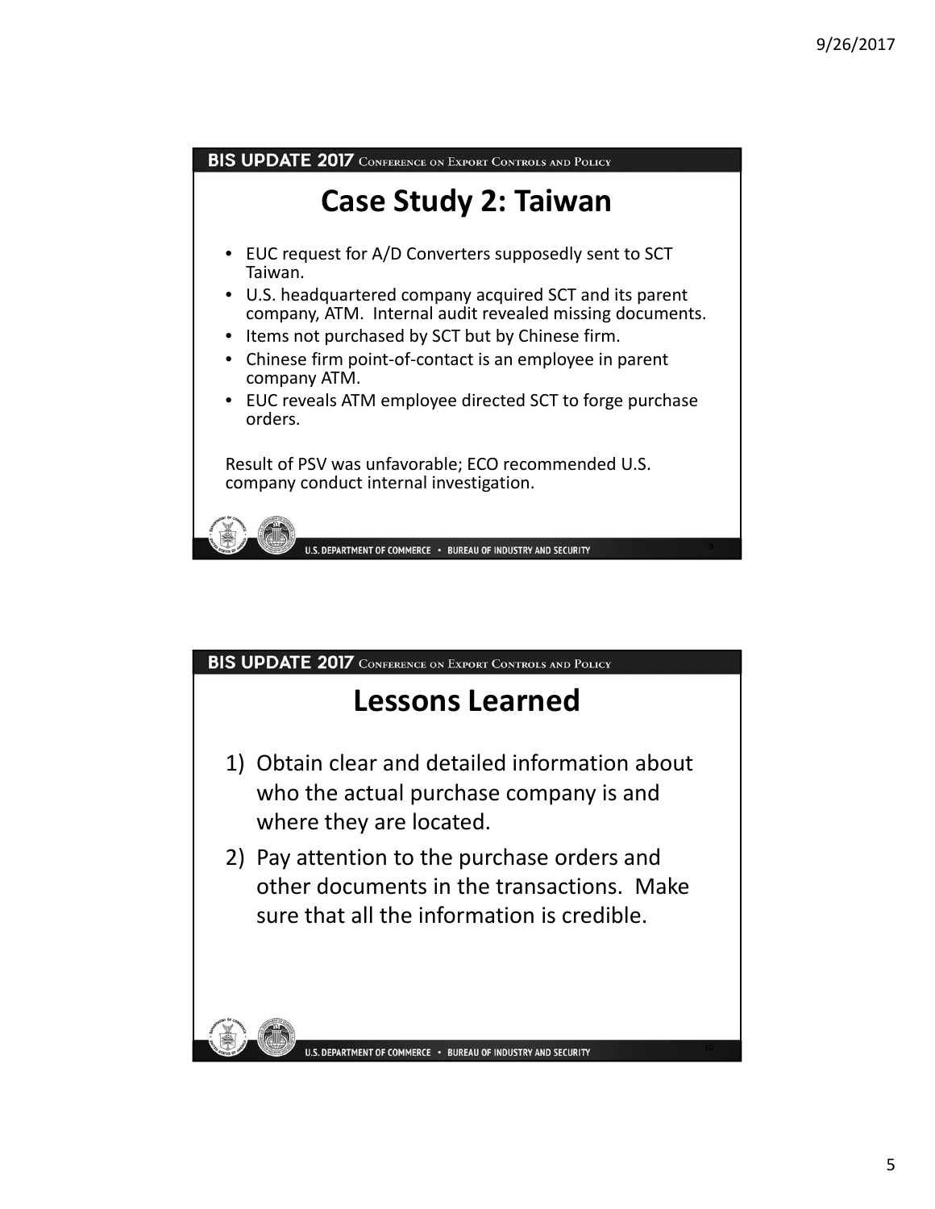## Case Study 2: Taiwan

- EUC request for A/D Converters supposedly sent to SCT Taiwan.
- U.S. headquartered company acquired SCT and its parent company, ATM. Internal audit revealed missing documents.
- Items not purchased by SCT but by Chinese firm.
- Chinese firm point-of-contact is an employee in parent company ATM.
- EUC reveals ATM employee directed SCT to forge purchase orders.

Result of PSV was unfavorable; ECO recommended U.S. company conduct internal investigation.

## Lessons Learned

1) Obtain clear and detailed information about who the actual purchase company is and where they are located.
2) Pay attention to the purchase orders and other documents in the transactions. Make sure that all the information is credible.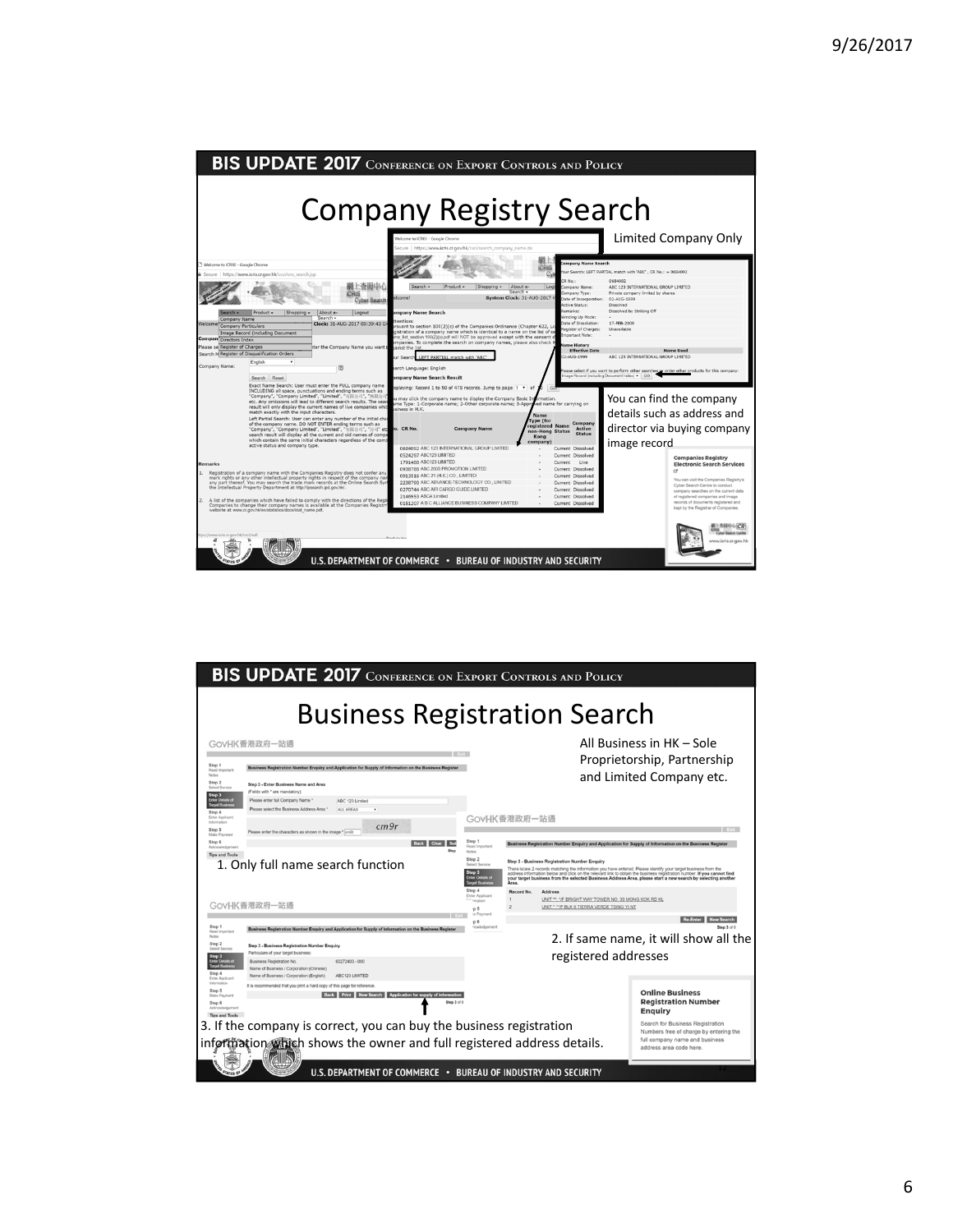## Company Registry Search

Limited Company Only

You can find the company details such as address and director via buying company image record

## Business Registration Search

All Business in HK – Sole Proprietorship, Partnership and Limited Company etc.

1. Only full name search function

2. If same name, it will show all the registered addresses

3. If the company is correct, you can buy the business registration information which shows the owner and full registered address details.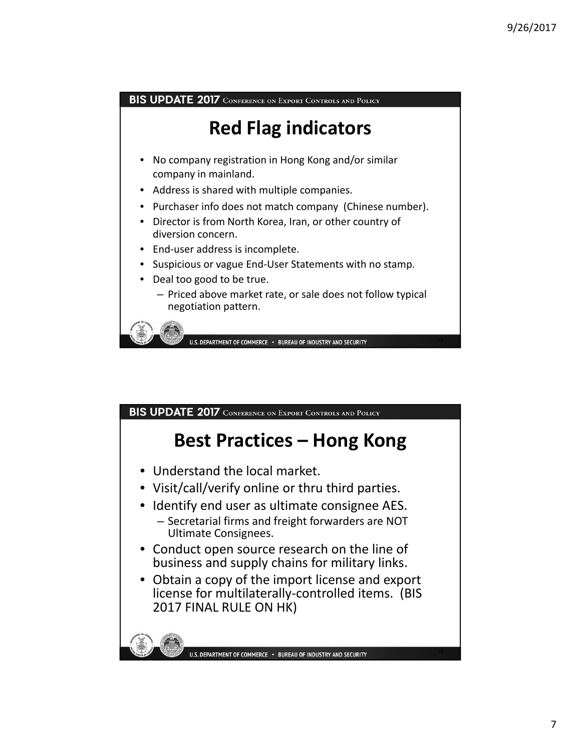## Red Flag indicators

- No company registration in Hong Kong and/or similar company in mainland.
- Address is shared with multiple companies.
- Purchaser info does not match company (Chinese number).
- Director is from North Korea, Iran, or other country of diversion concern.
- End-user address is incomplete.
- Suspicious or vague End-User Statements with no stamp.
- Deal too good to be true.
  - Priced above market rate, or sale does not follow typical negotiation pattern.

## Best Practices – Hong Kong

- Understand the local market.
- Visit/call/verify online or thru third parties.
- Identify end user as ultimate consignee AES.
  - Secretarial firms and freight forwarders are NOT Ultimate Consignees.
- Conduct open source research on the line of business and supply chains for military links.
- Obtain a copy of the import license and export license for multilaterally-controlled items. (BIS 2017 FINAL RULE ON HK)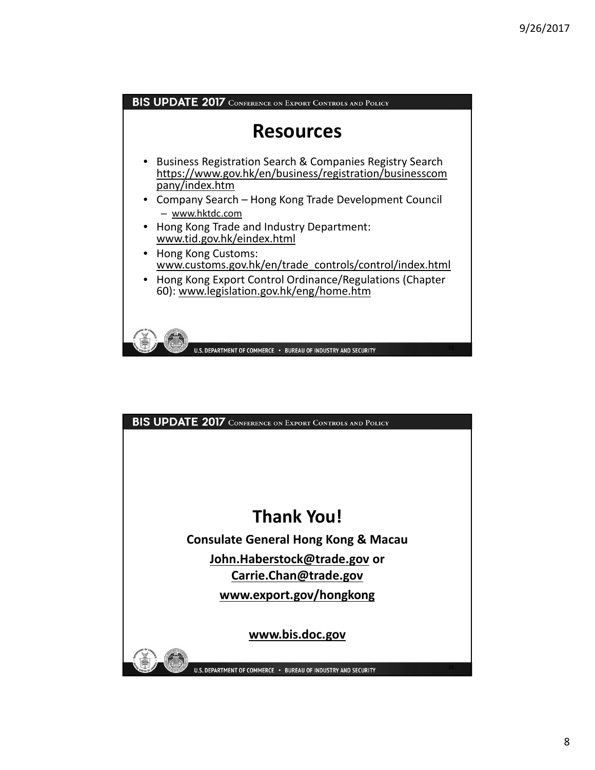## Resources

- Business Registration Search & Companies Registry Search https://www.gov.hk/en/business/registration/businesscompany/index.htm
- Company Search – Hong Kong Trade Development Council
  - www.hktdc.com
- Hong Kong Trade and Industry Department: www.tid.gov.hk/eindex.html
- Hong Kong Customs: www.customs.gov.hk/en/trade_controls/control/index.html
- Hong Kong Export Control Ordinance/Regulations (Chapter 60): www.legislation.gov.hk/eng/home.htm

## Thank You!

**Consulate General Hong Kong & Macau**

**John.Haberstock@trade.gov or Carrie.Chan@trade.gov**

**www.export.gov/hongkong**

**www.bis.doc.gov**